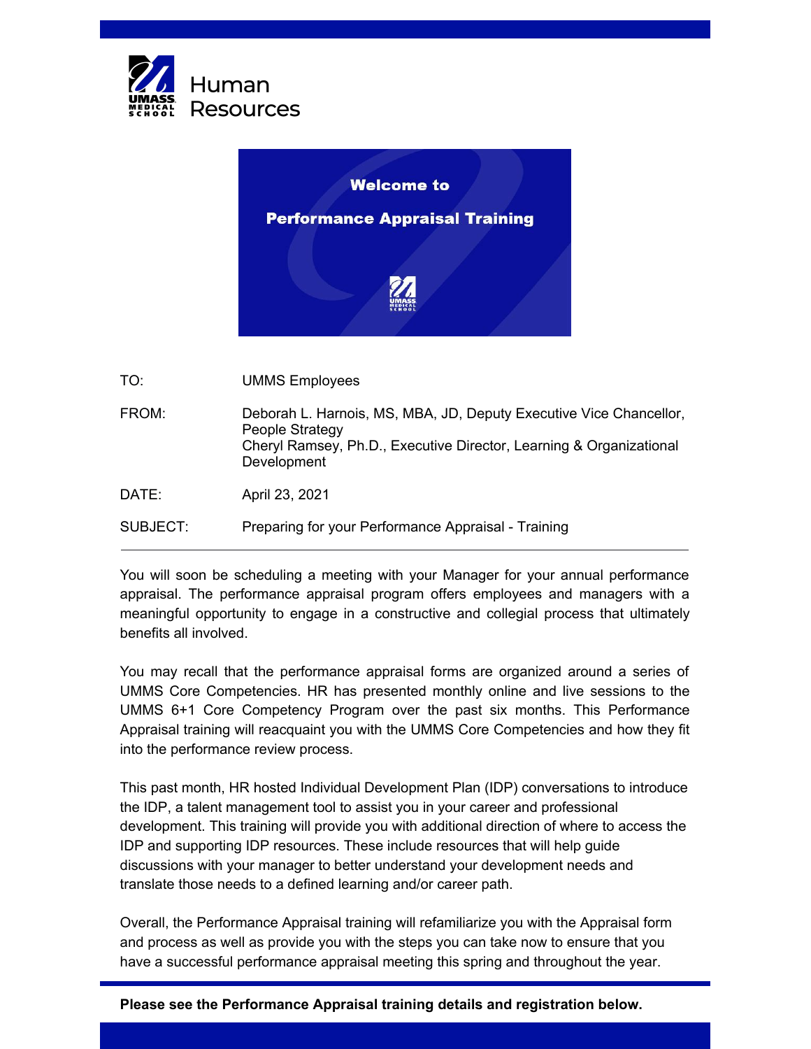Human Resources

**Welcome to**

**Performance Appraisal Training**

| | |
|---|---|
| TO: | UMMS Employees |
| FROM: | Deborah L. Harnois, MS, MBA, JD, Deputy Executive Vice Chancellor, People Strategy<br>Cheryl Ramsey, Ph.D., Executive Director, Learning & Organizational Development |
| DATE: | April 23, 2021 |
| SUBJECT: | Preparing for your Performance Appraisal - Training |

---

You will soon be scheduling a meeting with your Manager for your annual performance appraisal. The performance appraisal program offers employees and managers with a meaningful opportunity to engage in a constructive and collegial process that ultimately benefits all involved.

You may recall that the performance appraisal forms are organized around a series of UMMS Core Competencies. HR has presented monthly online and live sessions to the UMMS 6+1 Core Competency Program over the past six months. This Performance Appraisal training will reacquaint you with the UMMS Core Competencies and how they fit into the performance review process.

This past month, HR hosted Individual Development Plan (IDP) conversations to introduce the IDP, a talent management tool to assist you in your career and professional development. This training will provide you with additional direction of where to access the IDP and supporting IDP resources. These include resources that will help guide discussions with your manager to better understand your development needs and translate those needs to a defined learning and/or career path.

Overall, the Performance Appraisal training will refamiliarize you with the Appraisal form and process as well as provide you with the steps you can take now to ensure that you have a successful performance appraisal meeting this spring and throughout the year.

**Please see the Performance Appraisal training details and registration below.**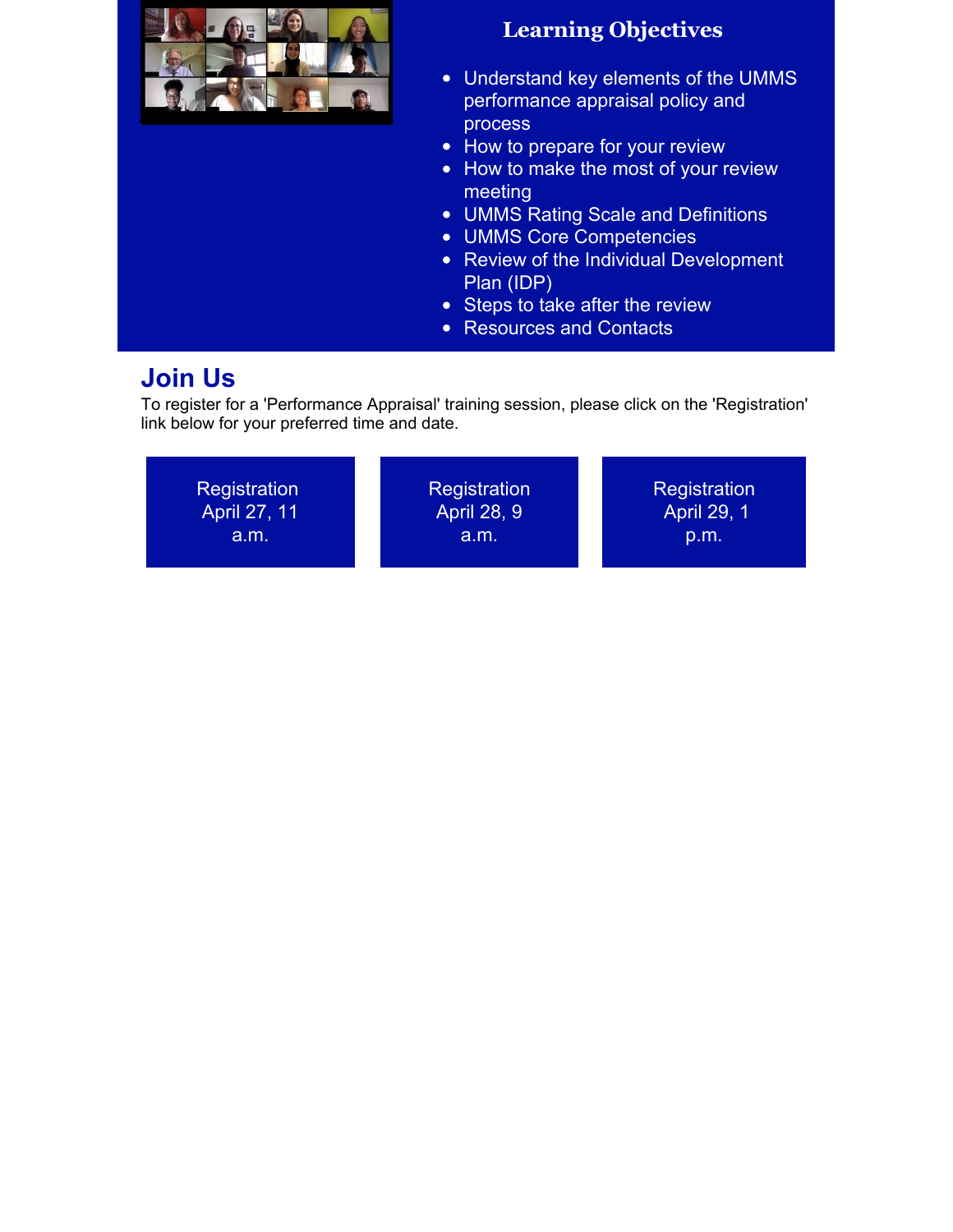## Learning Objectives

- Understand key elements of the UMMS performance appraisal policy and process
- How to prepare for your review
- How to make the most of your review meeting
- UMMS Rating Scale and Definitions
- UMMS Core Competencies
- Review of the Individual Development Plan (IDP)
- Steps to take after the review
- Resources and Contacts

## Join Us

To register for a 'Performance Appraisal' training session, please click on the 'Registration' link below for your preferred time and date.

Registration April 27, 11 a.m.

Registration April 28, 9 a.m.

Registration April 29, 1 p.m.